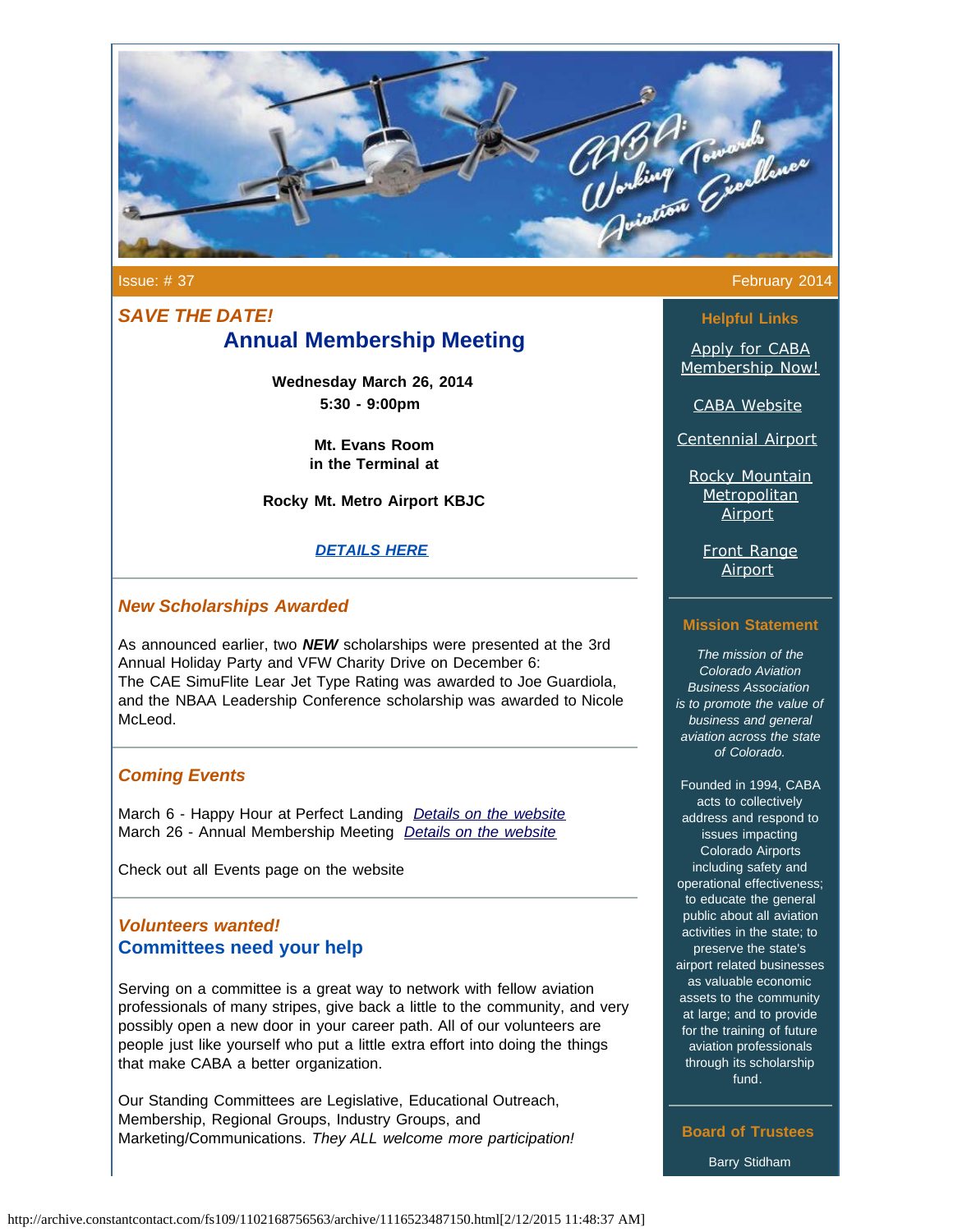Issue: # 37 February 2014

## *SAVE THE DATE!*

## Annual Membership Meeting

**Wednesday March 26, 2014**
**5:30 - 9:00pm**

**Mt. Evans Room**
**in the Terminal at**

**Rocky Mt. Metro Airport KBJC**

***DETAILS HERE***

---

### *New Scholarships Awarded*

As announced earlier, two ***NEW*** scholarships were presented at the 3rd Annual Holiday Party and VFW Charity Drive on December 6:
The CAE SimuFlite Lear Jet Type Rating was awarded to Joe Guardiola, and the NBAA Leadership Conference scholarship was awarded to Nicole McLeod.

---

### *Coming Events*

March 6 - Happy Hour at Perfect Landing *Details on the website*
March 26 - Annual Membership Meeting *Details on the website*

Check out all Events page on the website

---

### *Volunteers wanted!*

### Committees need your help

Serving on a committee is a great way to network with fellow aviation professionals of many stripes, give back a little to the community, and very possibly open a new door in your career path. All of our volunteers are people just like yourself who put a little extra effort into doing the things that make CABA a better organization.

Our Standing Committees are Legislative, Educational Outreach, Membership, Regional Groups, Industry Groups, and Marketing/Communications. *They ALL welcome more participation!*

---

### Helpful Links

Apply for CABA Membership Now!

CABA Website

Centennial Airport

Rocky Mountain Metropolitan Airport

Front Range Airport

### Mission Statement

*The mission of the Colorado Aviation Business Association is to promote the value of business and general aviation across the state of Colorado.*

Founded in 1994, CABA acts to collectively address and respond to issues impacting Colorado Airports including safety and operational effectiveness; to educate the general public about all aviation activities in the state; to preserve the state's airport related businesses as valuable economic assets to the community at large; and to provide for the training of future aviation professionals through its scholarship fund.

### Board of Trustees

Barry Stidham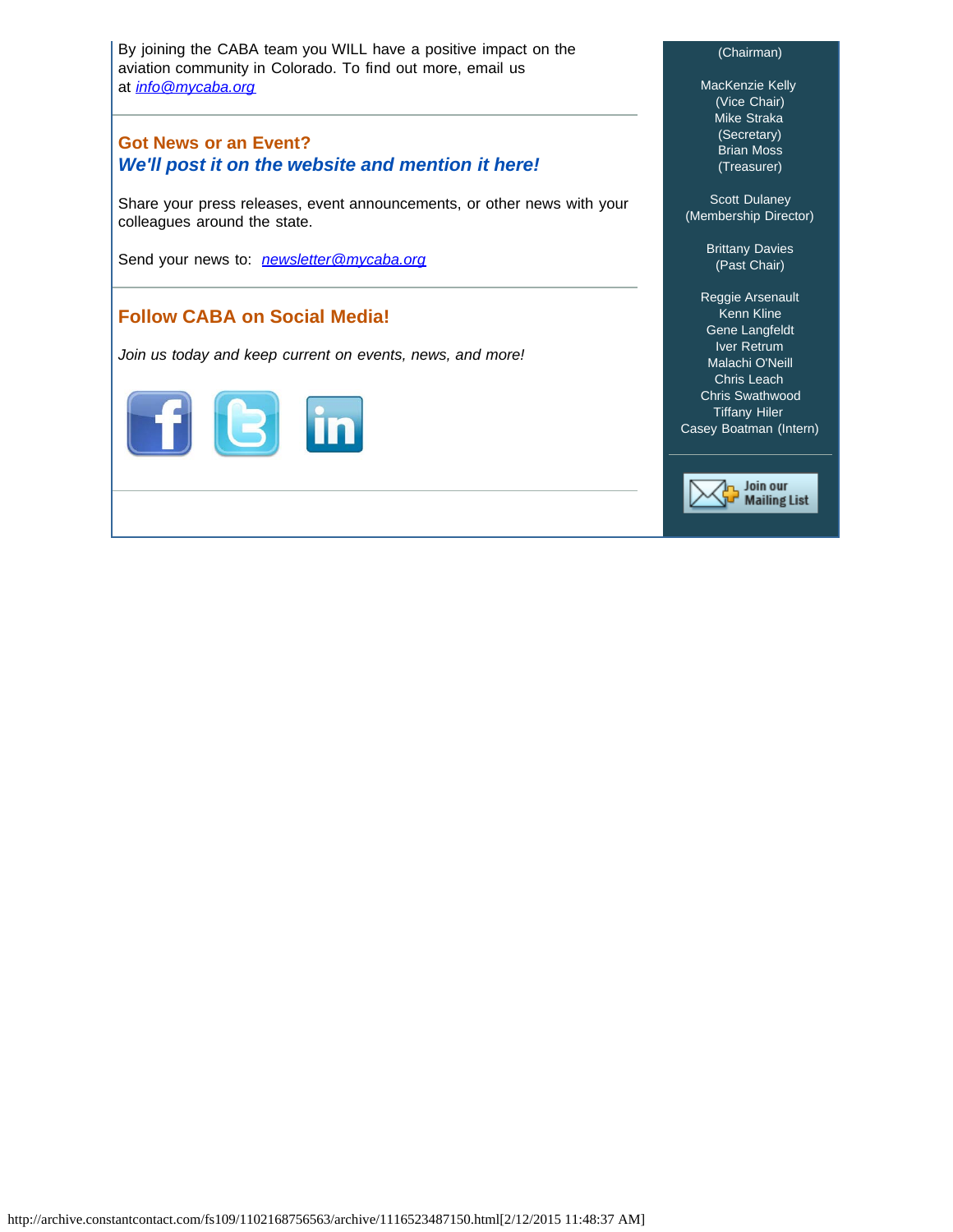By joining the CABA team you WILL have a positive impact on the aviation community in Colorado. To find out more, email us at *info@mycaba.org*

### Got News or an Event?

### *We'll post it on the website and mention it here!*

Share your press releases, event announcements, or other news with your colleagues around the state.

Send your news to: *newsletter@mycaba.org*

### Follow CABA on Social Media!

*Join us today and keep current on events, news, and more!*

(Chairman)

MacKenzie Kelly
(Vice Chair)
Mike Straka
(Secretary)
Brian Moss
(Treasurer)

Scott Dulaney
(Membership Director)

Brittany Davies
(Past Chair)

Reggie Arsenault
Kenn Kline
Gene Langfeldt
Iver Retrum
Malachi O'Neill
Chris Leach
Chris Swathwood
Tiffany Hiler
Casey Boatman (Intern)

Join our Mailing List